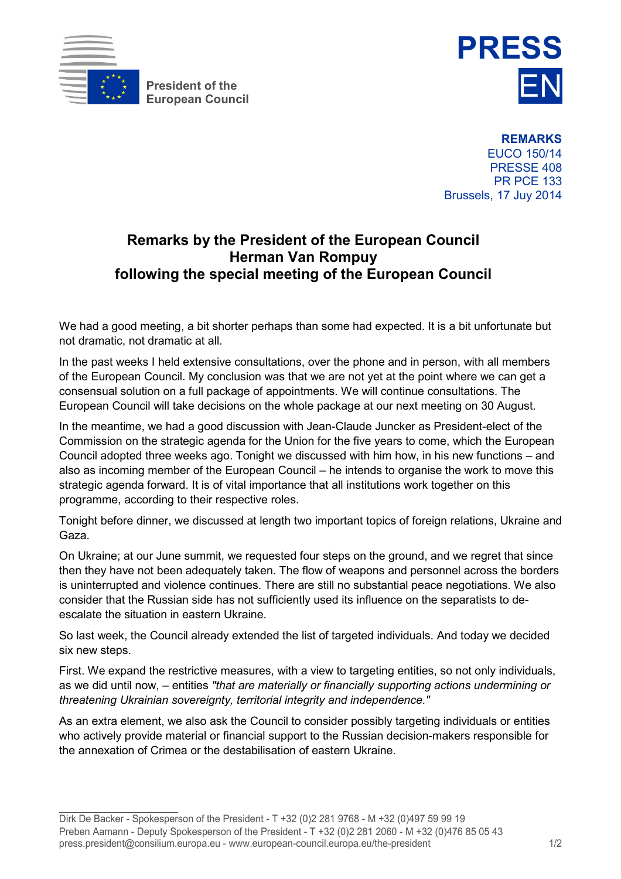President of the European Council

**PRESS**

**EN**

**REMARKS**
EUCO 150/14
PRESSE 408
PR PCE 133
Brussels, 17 Juy 2014

# Remarks by the President of the European Council Herman Van Rompuy following the special meeting of the European Council

We had a good meeting, a bit shorter perhaps than some had expected. It is a bit unfortunate but not dramatic, not dramatic at all.

In the past weeks I held extensive consultations, over the phone and in person, with all members of the European Council. My conclusion was that we are not yet at the point where we can get a consensual solution on a full package of appointments. We will continue consultations. The European Council will take decisions on the whole package at our next meeting on 30 August.

In the meantime, we had a good discussion with Jean-Claude Juncker as President-elect of the Commission on the strategic agenda for the Union for the five years to come, which the European Council adopted three weeks ago. Tonight we discussed with him how, in his new functions – and also as incoming member of the European Council – he intends to organise the work to move this strategic agenda forward. It is of vital importance that all institutions work together on this programme, according to their respective roles.

Tonight before dinner, we discussed at length two important topics of foreign relations, Ukraine and Gaza.

On Ukraine; at our June summit, we requested four steps on the ground, and we regret that since then they have not been adequately taken. The flow of weapons and personnel across the borders is uninterrupted and violence continues. There are still no substantial peace negotiations. We also consider that the Russian side has not sufficiently used its influence on the separatists to de-escalate the situation in eastern Ukraine.

So last week, the Council already extended the list of targeted individuals. And today we decided six new steps.

First. We expand the restrictive measures, with a view to targeting entities, so not only individuals, as we did until now, – entities *"that are materially or financially supporting actions undermining or threatening Ukrainian sovereignty, territorial integrity and independence."*

As an extra element, we also ask the Council to consider possibly targeting individuals or entities who actively provide material or financial support to the Russian decision-makers responsible for the annexation of Crimea or the destabilisation of eastern Ukraine.

Dirk De Backer - Spokesperson of the President - T +32 (0)2 281 9768 - M +32 (0)497 59 99 19
Preben Aamann - Deputy Spokesperson of the President - T +32 (0)2 281 2060 - M +32 (0)476 85 05 43
press.president@consilium.europa.eu - www.european-council.europa.eu/the-president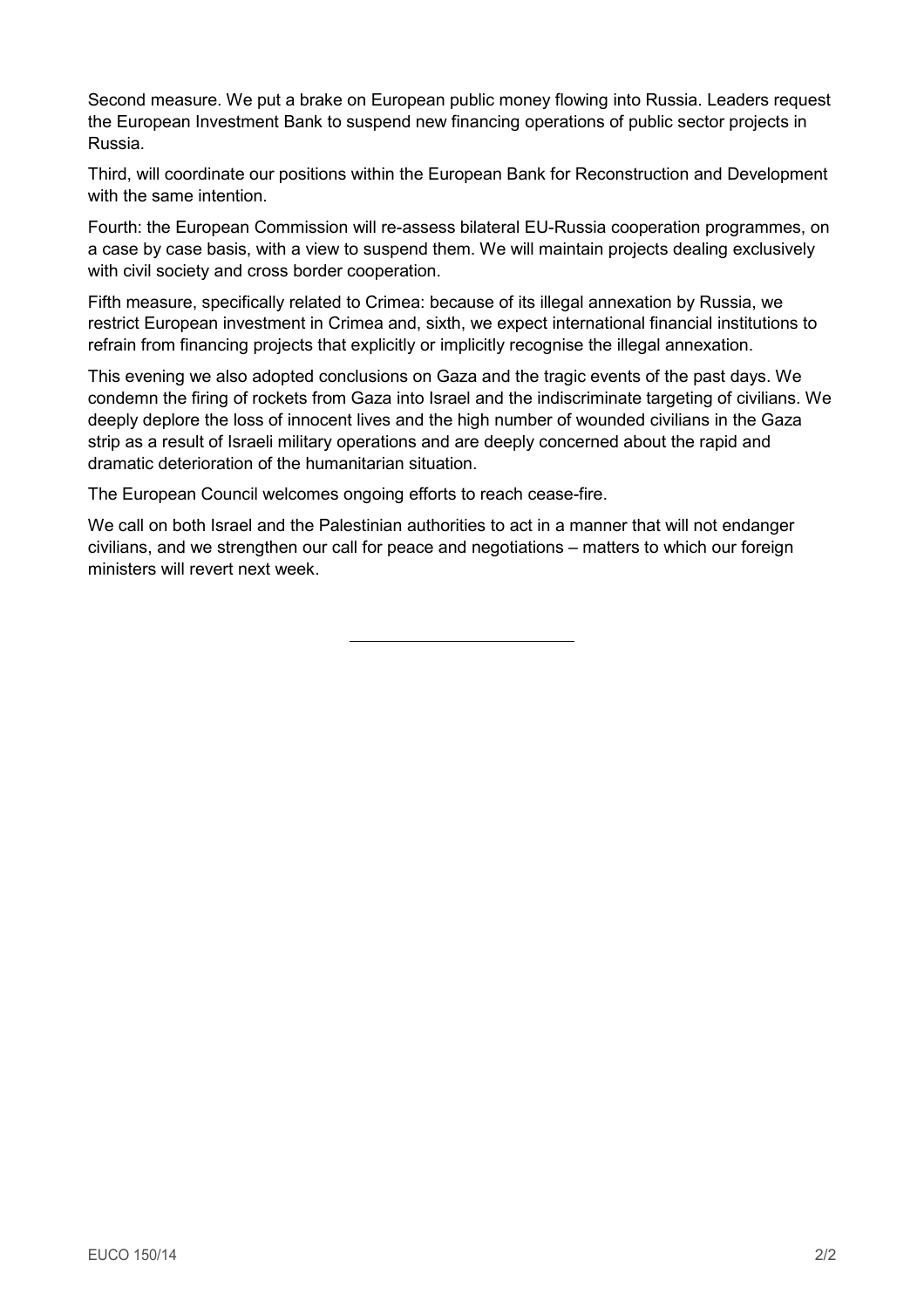Second measure. We put a brake on European public money flowing into Russia. Leaders request the European Investment Bank to suspend new financing operations of public sector projects in Russia.

Third, will coordinate our positions within the European Bank for Reconstruction and Development with the same intention.

Fourth: the European Commission will re-assess bilateral EU-Russia cooperation programmes, on a case by case basis, with a view to suspend them. We will maintain projects dealing exclusively with civil society and cross border cooperation.

Fifth measure, specifically related to Crimea: because of its illegal annexation by Russia, we restrict European investment in Crimea and, sixth, we expect international financial institutions to refrain from financing projects that explicitly or implicitly recognise the illegal annexation.

This evening we also adopted conclusions on Gaza and the tragic events of the past days. We condemn the firing of rockets from Gaza into Israel and the indiscriminate targeting of civilians. We deeply deplore the loss of innocent lives and the high number of wounded civilians in the Gaza strip as a result of Israeli military operations and are deeply concerned about the rapid and dramatic deterioration of the humanitarian situation.

The European Council welcomes ongoing efforts to reach cease-fire.

We call on both Israel and the Palestinian authorities to act in a manner that will not endanger civilians, and we strengthen our call for peace and negotiations – matters to which our foreign ministers will revert next week.